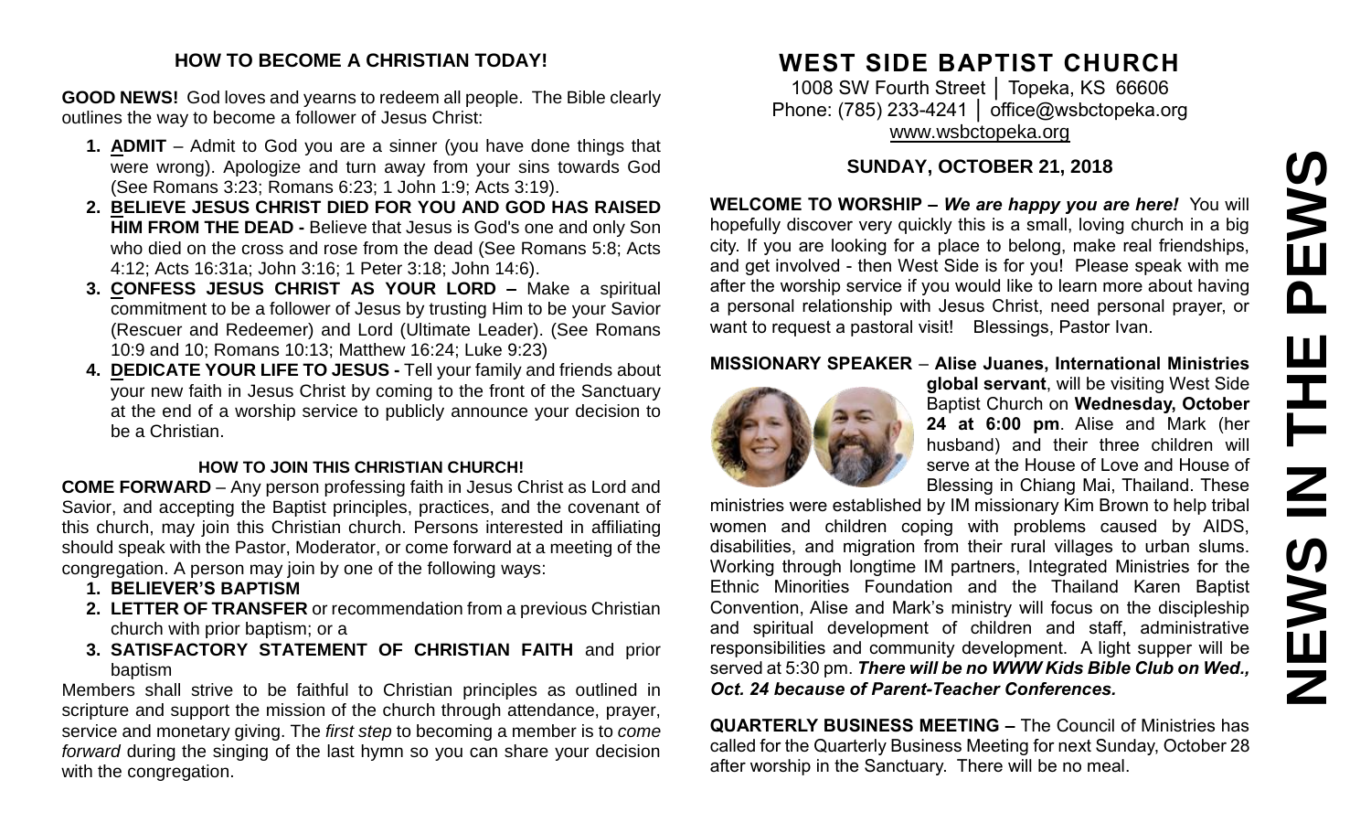## HOW TO BECOME A CHRISTIAN TODAY!

**GOOD NEWS!** God loves and yearns to redeem all people. The Bible clearly outlines the way to become a follower of Jesus Christ:

1. **ADMIT** – Admit to God you are a sinner (you have done things that were wrong). Apologize and turn away from your sins towards God (See Romans 3:23; Romans 6:23; 1 John 1:9; Acts 3:19).
2. **BELIEVE JESUS CHRIST DIED FOR YOU AND GOD HAS RAISED HIM FROM THE DEAD -** Believe that Jesus is God's one and only Son who died on the cross and rose from the dead (See Romans 5:8; Acts 4:12; Acts 16:31a; John 3:16; 1 Peter 3:18; John 14:6).
3. **CONFESS JESUS CHRIST AS YOUR LORD –** Make a spiritual commitment to be a follower of Jesus by trusting Him to be your Savior (Rescuer and Redeemer) and Lord (Ultimate Leader). (See Romans 10:9 and 10; Romans 10:13; Matthew 16:24; Luke 9:23)
4. **DEDICATE YOUR LIFE TO JESUS -** Tell your family and friends about your new faith in Jesus Christ by coming to the front of the Sanctuary at the end of a worship service to publicly announce your decision to be a Christian.

### HOW TO JOIN THIS CHRISTIAN CHURCH!

**COME FORWARD** – Any person professing faith in Jesus Christ as Lord and Savior, and accepting the Baptist principles, practices, and the covenant of this church, may join this Christian church. Persons interested in affiliating should speak with the Pastor, Moderator, or come forward at a meeting of the congregation. A person may join by one of the following ways:

1. **BELIEVER'S BAPTISM**
2. **LETTER OF TRANSFER** or recommendation from a previous Christian church with prior baptism; or a
3. **SATISFACTORY STATEMENT OF CHRISTIAN FAITH** and prior baptism

Members shall strive to be faithful to Christian principles as outlined in scripture and support the mission of the church through attendance, prayer, service and monetary giving. The *first step* to becoming a member is to *come forward* during the singing of the last hymn so you can share your decision with the congregation.

# WEST SIDE BAPTIST CHURCH

1008 SW Fourth Street │ Topeka, KS 66606
Phone: (785) 233-4241 │ office@wsbctopeka.org
www.wsbctopeka.org

## SUNDAY, OCTOBER 21, 2018

**WELCOME TO WORSHIP –** ***We are happy you are here!*** You will hopefully discover very quickly this is a small, loving church in a big city. If you are looking for a place to belong, make real friendships, and get involved - then West Side is for you! Please speak with me after the worship service if you would like to learn more about having a personal relationship with Jesus Christ, need personal prayer, or want to request a pastoral visit! Blessings, Pastor Ivan.

**MISSIONARY SPEAKER** – **Alise Juanes, International Ministries global servant**, will be visiting West Side Baptist Church on **Wednesday, October 24 at 6:00 pm**. Alise and Mark (her husband) and their three children will serve at the House of Love and House of Blessing in Chiang Mai, Thailand. These ministries were established by IM missionary Kim Brown to help tribal women and children coping with problems caused by AIDS, disabilities, and migration from their rural villages to urban slums. Working through longtime IM partners, Integrated Ministries for the Ethnic Minorities Foundation and the Thailand Karen Baptist Convention, Alise and Mark's ministry will focus on the discipleship and spiritual development of children and staff, administrative responsibilities and community development. A light supper will be served at 5:30 pm. ***There will be no WWW Kids Bible Club on Wed., Oct. 24 because of Parent-Teacher Conferences.***

**QUARTERLY BUSINESS MEETING –** The Council of Ministries has called for the Quarterly Business Meeting for next Sunday, October 28 after worship in the Sanctuary. There will be no meal.

# NEWS IN THE PEWS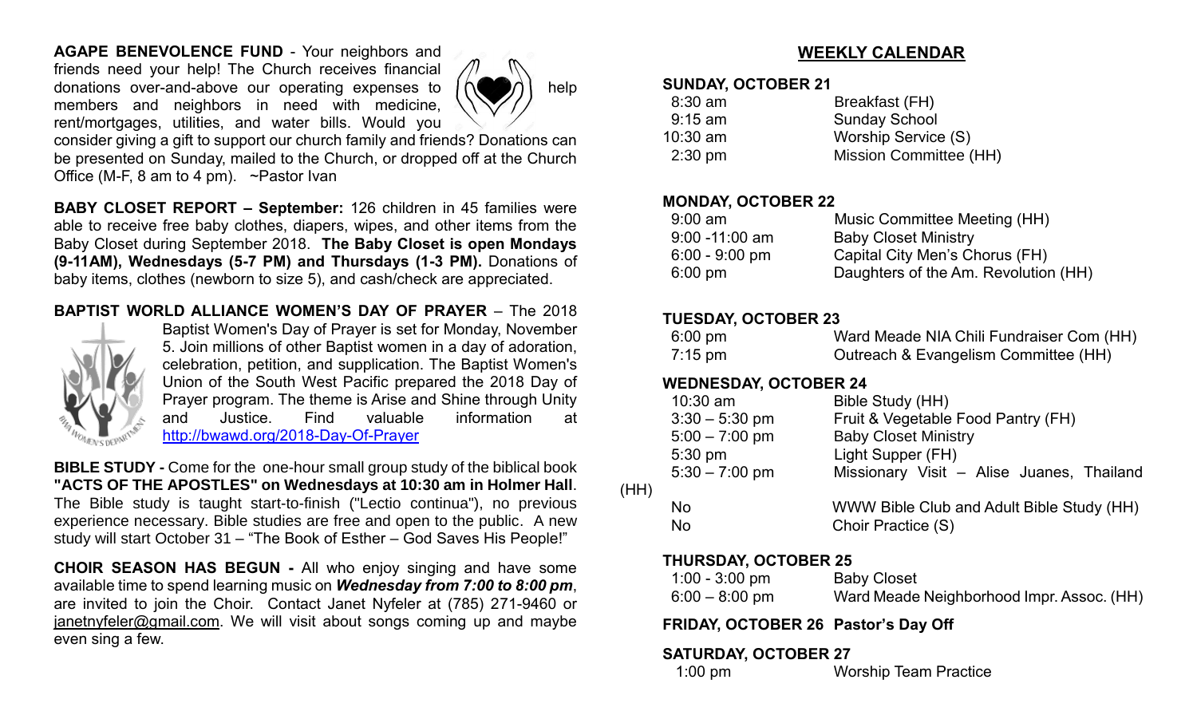**AGAPE BENEVOLENCE FUND** - Your neighbors and friends need your help! The Church receives financial donations over-and-above our operating expenses to help members and neighbors in need with medicine, rent/mortgages, utilities, and water bills. Would you consider giving a gift to support our church family and friends? Donations can be presented on Sunday, mailed to the Church, or dropped off at the Church Office (M-F, 8 am to 4 pm). ~Pastor Ivan

**BABY CLOSET REPORT – September:** 126 children in 45 families were able to receive free baby clothes, diapers, wipes, and other items from the Baby Closet during September 2018. **The Baby Closet is open Mondays (9-11AM), Wednesdays (5-7 PM) and Thursdays (1-3 PM).** Donations of baby items, clothes (newborn to size 5), and cash/check are appreciated.

**BAPTIST WORLD ALLIANCE WOMEN'S DAY OF PRAYER** – The 2018 Baptist Women's Day of Prayer is set for Monday, November 5. Join millions of other Baptist women in a day of adoration, celebration, petition, and supplication. The Baptist Women's Union of the South West Pacific prepared the 2018 Day of Prayer program. The theme is Arise and Shine through Unity and Justice. Find valuable information at http://bwawd.org/2018-Day-Of-Prayer

**BIBLE STUDY -** Come for the one-hour small group study of the biblical book **"ACTS OF THE APOSTLES" on Wednesdays at 10:30 am in Holmer Hall**. The Bible study is taught start-to-finish ("Lectio continua"), no previous experience necessary. Bible studies are free and open to the public. A new study will start October 31 – "The Book of Esther – God Saves His People!"

**CHOIR SEASON HAS BEGUN -** All who enjoy singing and have some available time to spend learning music on ***Wednesday from 7:00 to 8:00 pm***, are invited to join the Choir. Contact Janet Nyfeler at (785) 271-9460 or janetnyfeler@gmail.com. We will visit about songs coming up and maybe even sing a few.

## WEEKLY CALENDAR

**SUNDAY, OCTOBER 21**

| | |
|---|---|
| 8:30 am | Breakfast (FH) |
| 9:15 am | Sunday School |
| 10:30 am | Worship Service (S) |
| 2:30 pm | Mission Committee (HH) |

**MONDAY, OCTOBER 22**

| | |
|---|---|
| 9:00 am | Music Committee Meeting (HH) |
| 9:00 -11:00 am | Baby Closet Ministry |
| 6:00 - 9:00 pm | Capital City Men's Chorus (FH) |
| 6:00 pm | Daughters of the Am. Revolution (HH) |

**TUESDAY, OCTOBER 23**

| | |
|---|---|
| 6:00 pm | Ward Meade NIA Chili Fundraiser Com (HH) |
| 7:15 pm | Outreach & Evangelism Committee (HH) |

**WEDNESDAY, OCTOBER 24**

| | |
|---|---|
| 10:30 am | Bible Study (HH) |
| 3:30 – 5:30 pm | Fruit & Vegetable Food Pantry (FH) |
| 5:00 – 7:00 pm | Baby Closet Ministry |
| 5:30 pm | Light Supper (FH) |
| 5:30 – 7:00 pm | Missionary Visit – Alise Juanes, Thailand (HH) |
| No | WWW Bible Club and Adult Bible Study (HH) |
| No | Choir Practice (S) |

**THURSDAY, OCTOBER 25**

| | |
|---|---|
| 1:00 - 3:00 pm | Baby Closet |
| 6:00 – 8:00 pm | Ward Meade Neighborhood Impr. Assoc. (HH) |

**FRIDAY, OCTOBER 26 Pastor's Day Off**

**SATURDAY, OCTOBER 27**

| | |
|---|---|
| 1:00 pm | Worship Team Practice |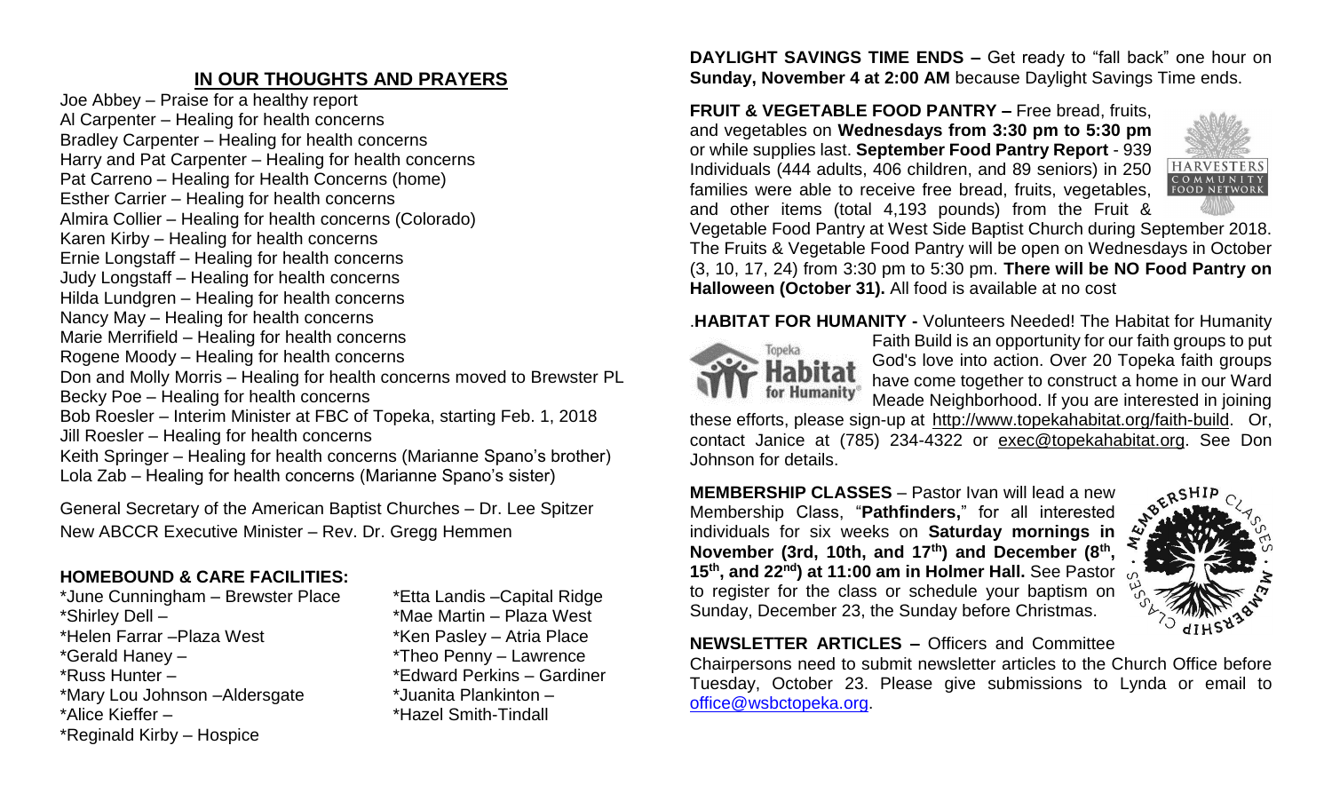## IN OUR THOUGHTS AND PRAYERS

Joe Abbey – Praise for a healthy report
Al Carpenter – Healing for health concerns
Bradley Carpenter – Healing for health concerns
Harry and Pat Carpenter – Healing for health concerns
Pat Carreno – Healing for Health Concerns (home)
Esther Carrier – Healing for health concerns
Almira Collier – Healing for health concerns (Colorado)
Karen Kirby – Healing for health concerns
Ernie Longstaff – Healing for health concerns
Judy Longstaff – Healing for health concerns
Hilda Lundgren – Healing for health concerns
Nancy May – Healing for health concerns
Marie Merrifield – Healing for health concerns
Rogene Moody – Healing for health concerns
Don and Molly Morris – Healing for health concerns moved to Brewster PL
Becky Poe – Healing for health concerns
Bob Roesler – Interim Minister at FBC of Topeka, starting Feb. 1, 2018
Jill Roesler – Healing for health concerns
Keith Springer – Healing for health concerns (Marianne Spano's brother)
Lola Zab – Healing for health concerns (Marianne Spano's sister)

General Secretary of the American Baptist Churches – Dr. Lee Spitzer
New ABCCR Executive Minister – Rev. Dr. Gregg Hemmen

### HOMEBOUND & CARE FACILITIES:

*June Cunningham – Brewster Place
*Shirley Dell –
*Helen Farrar –Plaza West
*Gerald Haney –
*Russ Hunter –
*Mary Lou Johnson –Aldersgate
*Alice Kieffer –
*Reginald Kirby – Hospice
*Etta Landis –Capital Ridge
*Mae Martin – Plaza West
*Ken Pasley – Atria Place
*Theo Penny – Lawrence
*Edward Perkins – Gardiner
*Juanita Plankinton –
*Hazel Smith-Tindall

**DAYLIGHT SAVINGS TIME ENDS –** Get ready to "fall back" one hour on **Sunday, November 4 at 2:00 AM** because Daylight Savings Time ends.

**FRUIT & VEGETABLE FOOD PANTRY –** Free bread, fruits, and vegetables on **Wednesdays from 3:30 pm to 5:30 pm** or while supplies last. **September Food Pantry Report** - 939 Individuals (444 adults, 406 children, and 89 seniors) in 250 families were able to receive free bread, fruits, vegetables, and other items (total 4,193 pounds) from the Fruit & Vegetable Food Pantry at West Side Baptist Church during September 2018. The Fruits & Vegetable Food Pantry will be open on Wednesdays in October (3, 10, 17, 24) from 3:30 pm to 5:30 pm. **There will be NO Food Pantry on Halloween (October 31).** All food is available at no cost

.**HABITAT FOR HUMANITY -** Volunteers Needed! The Habitat for Humanity Faith Build is an opportunity for our faith groups to put God's love into action. Over 20 Topeka faith groups have come together to construct a home in our Ward Meade Neighborhood. If you are interested in joining these efforts, please sign-up at http://www.topekahabitat.org/faith-build. Or, contact Janice at (785) 234-4322 or exec@topekahabitat.org. See Don Johnson for details.

**MEMBERSHIP CLASSES** – Pastor Ivan will lead a new Membership Class, "**Pathfinders,**" for all interested individuals for six weeks on **Saturday mornings in November (3rd, 10th, and 17th) and December (8th, 15th, and 22nd) at 11:00 am in Holmer Hall.** See Pastor to register for the class or schedule your baptism on Sunday, December 23, the Sunday before Christmas.

**NEWSLETTER ARTICLES –** Officers and Committee Chairpersons need to submit newsletter articles to the Church Office before Tuesday, October 23. Please give submissions to Lynda or email to office@wsbctopeka.org.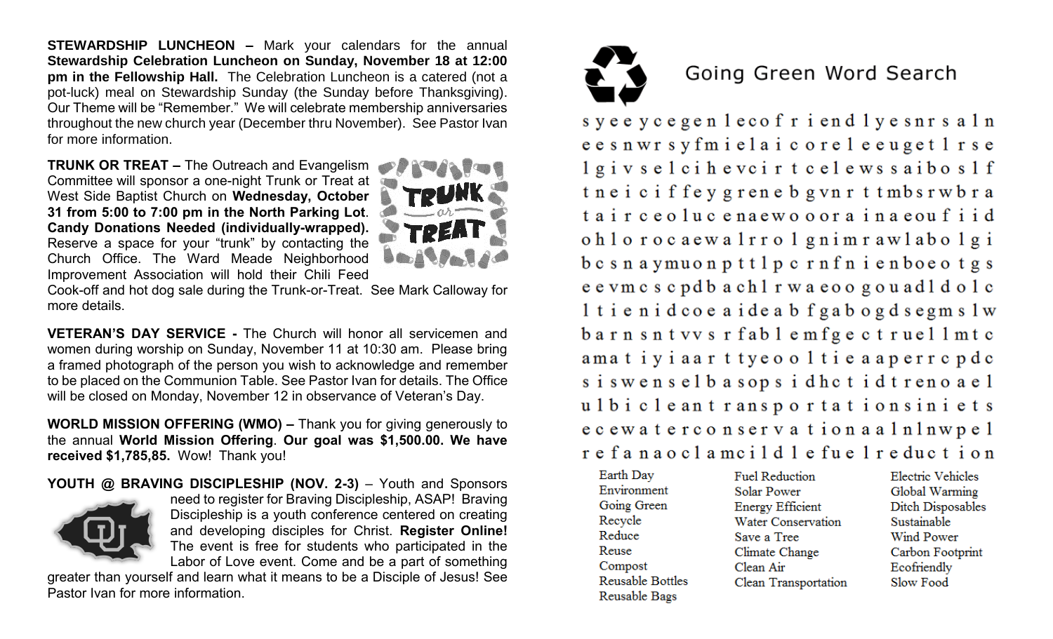**STEWARDSHIP LUNCHEON –** Mark your calendars for the annual **Stewardship Celebration Luncheon on Sunday, November 18 at 12:00 pm in the Fellowship Hall.** The Celebration Luncheon is a catered (not a pot-luck) meal on Stewardship Sunday (the Sunday before Thanksgiving). Our Theme will be "Remember." We will celebrate membership anniversaries throughout the new church year (December thru November). See Pastor Ivan for more information.

**TRUNK OR TREAT –** The Outreach and Evangelism Committee will sponsor a one-night Trunk or Treat at West Side Baptist Church on **Wednesday, October 31 from 5:00 to 7:00 pm in the North Parking Lot**. **Candy Donations Needed (individually-wrapped).** Reserve a space for your "trunk" by contacting the Church Office. The Ward Meade Neighborhood Improvement Association will hold their Chili Feed Cook-off and hot dog sale during the Trunk-or-Treat. See Mark Calloway for more details.

**VETERAN'S DAY SERVICE -** The Church will honor all servicemen and women during worship on Sunday, November 11 at 10:30 am. Please bring a framed photograph of the person you wish to acknowledge and remember to be placed on the Communion Table. See Pastor Ivan for details. The Office will be closed on Monday, November 12 in observance of Veteran's Day.

**WORLD MISSION OFFERING (WMO) –** Thank you for giving generously to the annual **World Mission Offering**. **Our goal was $1,500.00. We have received $1,785,85.** Wow! Thank you!

**YOUTH @ BRAVING DISCIPLESHIP (NOV. 2-3)** – Youth and Sponsors need to register for Braving Discipleship, ASAP! Braving Discipleship is a youth conference centered on creating and developing disciples for Christ. **Register Online!** The event is free for students who participated in the Labor of Love event. Come and be a part of something greater than yourself and learn what it means to be a Disciple of Jesus! See Pastor Ivan for more information.

## Going Green Word Search

```
s y e e y c e g e n l e c o f r i e n d l y e s n r s a l n
e e s n w r s y f m i e l a i c o r e l e e u g e t l r s e
l g i v s e l c i h e v c i r t c e l e w s s a i b o s l f
t n e i c i f f e y g r e n e b g v n r t t m b s r w b r a
t a i r c e o l u c e n a e w o o o r a i n a e o u f i i d
o h l o r o c a e w a l r r o l g n i m r a w l a b o l g i
b c s n a y m u o n p t t l p c r n f n i e n b o e o t g s
e e v m c s c p d b a c h l r w a e o o g o u a d l d o l c
l t i e n i d c o e a i d e a b f g a b o g d s e g m s l w
b a r n s n t v v s r f a b l e m f g e c t r u e l l m t c
a m a t i y i a a r t t y e o o l t i e a a p e r r c p d c
s i s w e n s e l b a s o p s i d h c t i d t r e n o a e l
u l b i c l e a n t r a n s p o r t a t i o n s i n i e t s
e c e w a t e r c o n s e r v a t i o n a a l n l n w p e l
r e f a n a o c l a m c i l d l e f u e l r e d u c t i o n
```

| | | |
|---|---|---|
| Earth Day | Fuel Reduction | Electric Vehicles |
| Environment | Solar Power | Global Warming |
| Going Green | Energy Efficient | Ditch Disposables |
| Recycle | Water Conservation | Sustainable |
| Reduce | Save a Tree | Wind Power |
| Reuse | Climate Change | Carbon Footprint |
| Compost | Clean Air | Ecofriendly |
| Reusable Bottles | Clean Transportation | Slow Food |
| Reusable Bags | | |